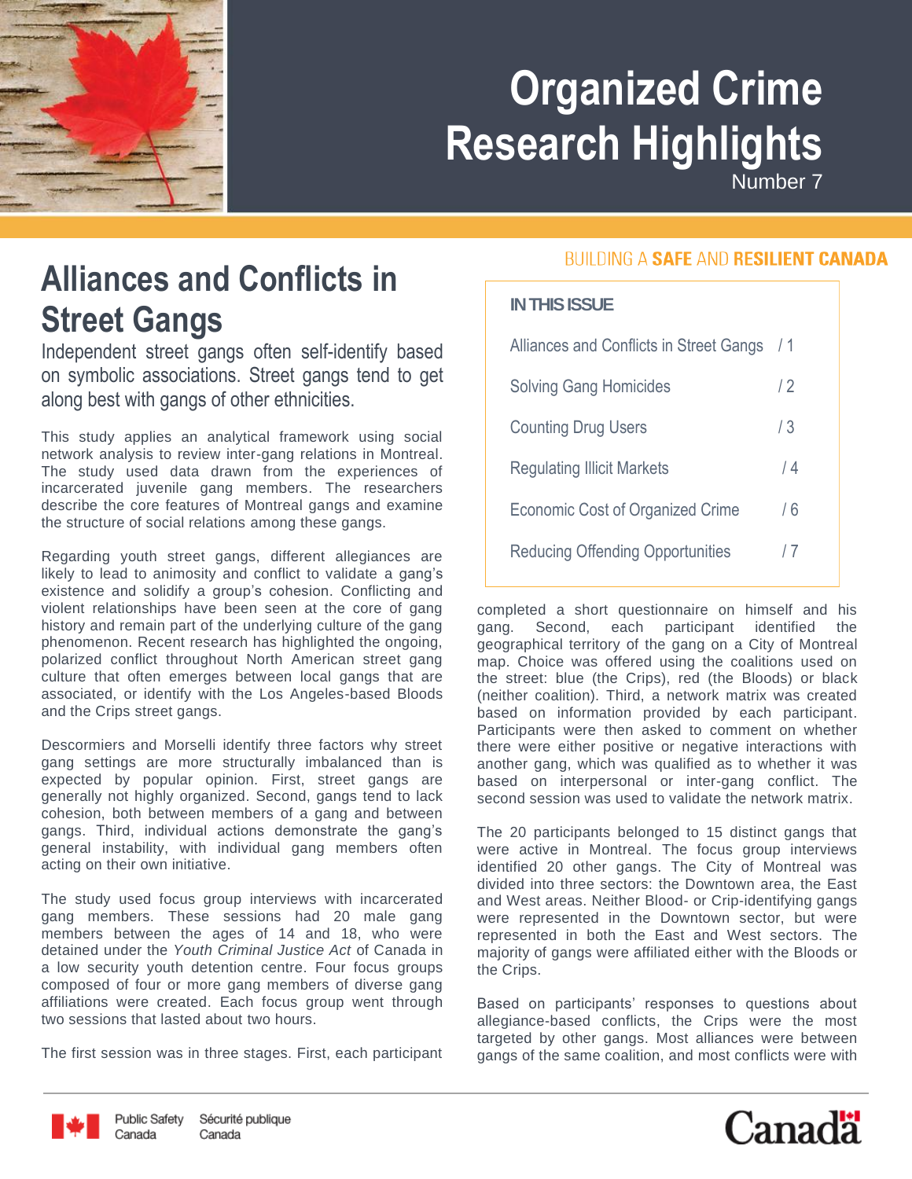# Organized Crime Research Highlights

Number 7

BUILDING A **SAFE** AND **RESILIENT CANADA**

## Alliances and Conflicts in Street Gangs

Independent street gangs often self-identify based on symbolic associations. Street gangs tend to get along best with gangs of other ethnicities.

This study applies an analytical framework using social network analysis to review inter-gang relations in Montreal. The study used data drawn from the experiences of incarcerated juvenile gang members. The researchers describe the core features of Montreal gangs and examine the structure of social relations among these gangs.

Regarding youth street gangs, different allegiances are likely to lead to animosity and conflict to validate a gang's existence and solidify a group's cohesion. Conflicting and violent relationships have been seen at the core of gang history and remain part of the underlying culture of the gang phenomenon. Recent research has highlighted the ongoing, polarized conflict throughout North American street gang culture that often emerges between local gangs that are associated, or identify with the Los Angeles-based Bloods and the Crips street gangs.

Descormiers and Morselli identify three factors why street gang settings are more structurally imbalanced than is expected by popular opinion. First, street gangs are generally not highly organized. Second, gangs tend to lack cohesion, both between members of a gang and between gangs. Third, individual actions demonstrate the gang's general instability, with individual gang members often acting on their own initiative.

The study used focus group interviews with incarcerated gang members. These sessions had 20 male gang members between the ages of 14 and 18, who were detained under the *Youth Criminal Justice Act* of Canada in a low security youth detention centre. Four focus groups composed of four or more gang members of diverse gang affiliations were created. Each focus group went through two sessions that lasted about two hours.

The first session was in three stages. First, each participant completed a short questionnaire on himself and his gang. Second, each participant identified the geographical territory of the gang on a City of Montreal map. Choice was offered using the coalitions used on the street: blue (the Crips), red (the Bloods) or black (neither coalition). Third, a network matrix was created based on information provided by each participant. Participants were then asked to comment on whether there were either positive or negative interactions with another gang, which was qualified as to whether it was based on interpersonal or inter-gang conflict. The second session was used to validate the network matrix.

The 20 participants belonged to 15 distinct gangs that were active in Montreal. The focus group interviews identified 20 other gangs. The City of Montreal was divided into three sectors: the Downtown area, the East and West areas. Neither Blood- or Crip-identifying gangs were represented in the Downtown sector, but were represented in both the East and West sectors. The majority of gangs were affiliated either with the Bloods or the Crips.

Based on participants' responses to questions about allegiance-based conflicts, the Crips were the most targeted by other gangs. Most alliances were between gangs of the same coalition, and most conflicts were with

**IN THIS ISSUE**

| | |
|---|---|
| Alliances and Conflicts in Street Gangs | / 1 |
| Solving Gang Homicides | / 2 |
| Counting Drug Users | / 3 |
| Regulating Illicit Markets | / 4 |
| Economic Cost of Organized Crime | / 6 |
| Reducing Offending Opportunities | / 7 |

Public Safety Canada / Sécurité publique Canada

Canada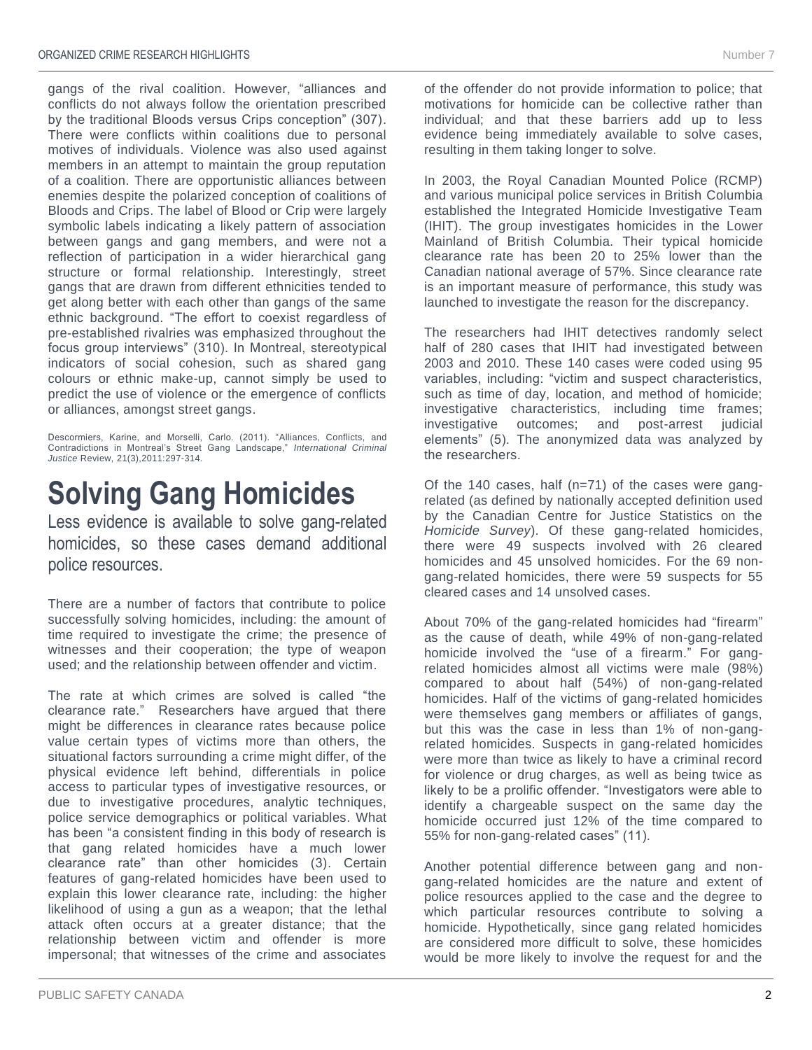gangs of the rival coalition. However, "alliances and conflicts do not always follow the orientation prescribed by the traditional Bloods versus Crips conception" (307). There were conflicts within coalitions due to personal motives of individuals. Violence was also used against members in an attempt to maintain the group reputation of a coalition. There are opportunistic alliances between enemies despite the polarized conception of coalitions of Bloods and Crips. The label of Blood or Crip were largely symbolic labels indicating a likely pattern of association between gangs and gang members, and were not a reflection of participation in a wider hierarchical gang structure or formal relationship. Interestingly, street gangs that are drawn from different ethnicities tended to get along better with each other than gangs of the same ethnic background. "The effort to coexist regardless of pre-established rivalries was emphasized throughout the focus group interviews" (310). In Montreal, stereotypical indicators of social cohesion, such as shared gang colours or ethnic make-up, cannot simply be used to predict the use of violence or the emergence of conflicts or alliances, amongst street gangs.

Descormiers, Karine, and Morselli, Carlo. (2011). "Alliances, Conflicts, and Contradictions in Montreal's Street Gang Landscape," *International Criminal Justice* Review, 21(3),2011:297-314.

# Solving Gang Homicides

Less evidence is available to solve gang-related homicides, so these cases demand additional police resources.

There are a number of factors that contribute to police successfully solving homicides, including: the amount of time required to investigate the crime; the presence of witnesses and their cooperation; the type of weapon used; and the relationship between offender and victim.

The rate at which crimes are solved is called "the clearance rate." Researchers have argued that there might be differences in clearance rates because police value certain types of victims more than others, the situational factors surrounding a crime might differ, of the physical evidence left behind, differentials in police access to particular types of investigative resources, or due to investigative procedures, analytic techniques, police service demographics or political variables. What has been "a consistent finding in this body of research is that gang related homicides have a much lower clearance rate" than other homicides (3). Certain features of gang-related homicides have been used to explain this lower clearance rate, including: the higher likelihood of using a gun as a weapon; that the lethal attack often occurs at a greater distance; that the relationship between victim and offender is more impersonal; that witnesses of the crime and associates of the offender do not provide information to police; that motivations for homicide can be collective rather than individual; and that these barriers add up to less evidence being immediately available to solve cases, resulting in them taking longer to solve.

In 2003, the Royal Canadian Mounted Police (RCMP) and various municipal police services in British Columbia established the Integrated Homicide Investigative Team (IHIT). The group investigates homicides in the Lower Mainland of British Columbia. Their typical homicide clearance rate has been 20 to 25% lower than the Canadian national average of 57%. Since clearance rate is an important measure of performance, this study was launched to investigate the reason for the discrepancy.

The researchers had IHIT detectives randomly select half of 280 cases that IHIT had investigated between 2003 and 2010. These 140 cases were coded using 95 variables, including: "victim and suspect characteristics, such as time of day, location, and method of homicide; investigative characteristics, including time frames; investigative outcomes; and post-arrest judicial elements" (5). The anonymized data was analyzed by the researchers.

Of the 140 cases, half (n=71) of the cases were gang-related (as defined by nationally accepted definition used by the Canadian Centre for Justice Statistics on the *Homicide Survey*). Of these gang-related homicides, there were 49 suspects involved with 26 cleared homicides and 45 unsolved homicides. For the 69 non-gang-related homicides, there were 59 suspects for 55 cleared cases and 14 unsolved cases.

About 70% of the gang-related homicides had "firearm" as the cause of death, while 49% of non-gang-related homicide involved the "use of a firearm." For gang-related homicides almost all victims were male (98%) compared to about half (54%) of non-gang-related homicides. Half of the victims of gang-related homicides were themselves gang members or affiliates of gangs, but this was the case in less than 1% of non-gang-related homicides. Suspects in gang-related homicides were more than twice as likely to have a criminal record for violence or drug charges, as well as being twice as likely to be a prolific offender. "Investigators were able to identify a chargeable suspect on the same day the homicide occurred just 12% of the time compared to 55% for non-gang-related cases" (11).

Another potential difference between gang and non-gang-related homicides are the nature and extent of police resources applied to the case and the degree to which particular resources contribute to solving a homicide. Hypothetically, since gang related homicides are considered more difficult to solve, these homicides would be more likely to involve the request for and the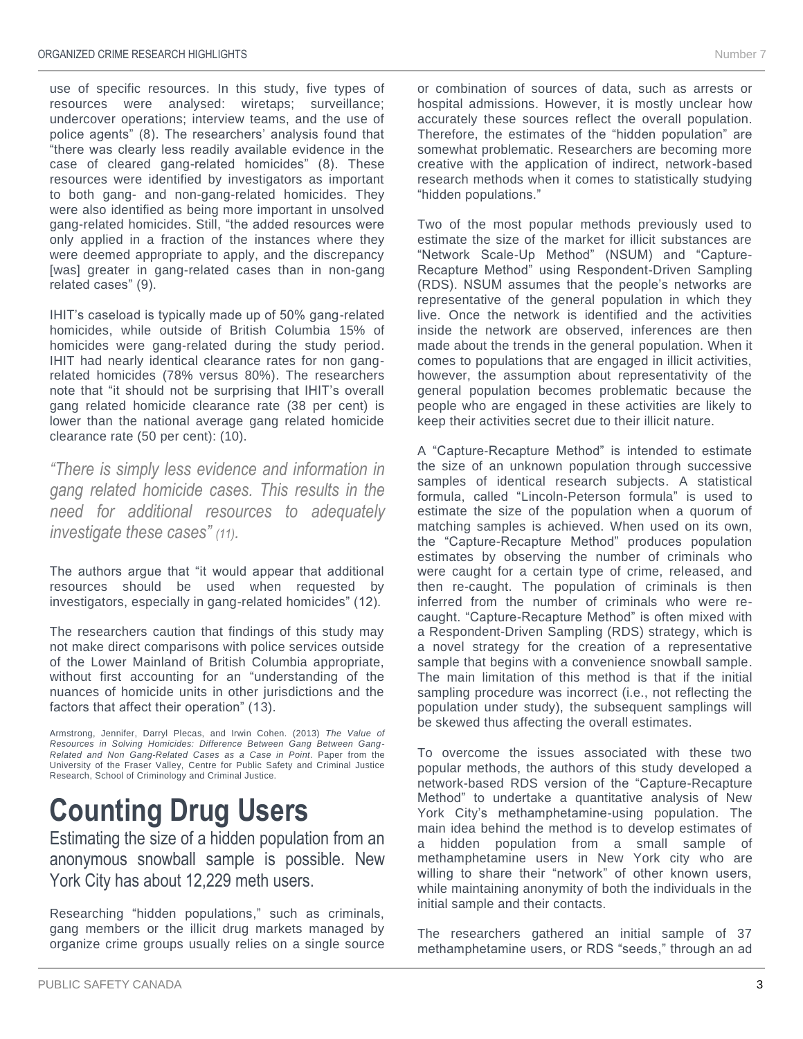use of specific resources. In this study, five types of resources were analysed: wiretaps; surveillance; undercover operations; interview teams, and the use of police agents" (8). The researchers' analysis found that "there was clearly less readily available evidence in the case of cleared gang-related homicides" (8). These resources were identified by investigators as important to both gang- and non-gang-related homicides. They were also identified as being more important in unsolved gang-related homicides. Still, "the added resources were only applied in a fraction of the instances where they were deemed appropriate to apply, and the discrepancy [was] greater in gang-related cases than in non-gang related cases" (9).

IHIT's caseload is typically made up of 50% gang-related homicides, while outside of British Columbia 15% of homicides were gang-related during the study period. IHIT had nearly identical clearance rates for non gang-related homicides (78% versus 80%). The researchers note that "it should not be surprising that IHIT's overall gang related homicide clearance rate (38 per cent) is lower than the national average gang related homicide clearance rate (50 per cent): (10).

*"There is simply less evidence and information in gang related homicide cases. This results in the need for additional resources to adequately investigate these cases" (11).*

The authors argue that "it would appear that additional resources should be used when requested by investigators, especially in gang-related homicides" (12).

The researchers caution that findings of this study may not make direct comparisons with police services outside of the Lower Mainland of British Columbia appropriate, without first accounting for an "understanding of the nuances of homicide units in other jurisdictions and the factors that affect their operation" (13).

Armstrong, Jennifer, Darryl Plecas, and Irwin Cohen. (2013) *The Value of Resources in Solving Homicides: Difference Between Gang Between Gang-Related and Non Gang-Related Cases as a Case in Point*. Paper from the University of the Fraser Valley, Centre for Public Safety and Criminal Justice Research, School of Criminology and Criminal Justice.

# Counting Drug Users

Estimating the size of a hidden population from an anonymous snowball sample is possible. New York City has about 12,229 meth users.

Researching "hidden populations," such as criminals, gang members or the illicit drug markets managed by organize crime groups usually relies on a single source or combination of sources of data, such as arrests or hospital admissions. However, it is mostly unclear how accurately these sources reflect the overall population. Therefore, the estimates of the "hidden population" are somewhat problematic. Researchers are becoming more creative with the application of indirect, network-based research methods when it comes to statistically studying "hidden populations."

Two of the most popular methods previously used to estimate the size of the market for illicit substances are "Network Scale-Up Method" (NSUM) and "Capture-Recapture Method" using Respondent-Driven Sampling (RDS). NSUM assumes that the people's networks are representative of the general population in which they live. Once the network is identified and the activities inside the network are observed, inferences are then made about the trends in the general population. When it comes to populations that are engaged in illicit activities, however, the assumption about representativity of the general population becomes problematic because the people who are engaged in these activities are likely to keep their activities secret due to their illicit nature.

A "Capture-Recapture Method" is intended to estimate the size of an unknown population through successive samples of identical research subjects. A statistical formula, called "Lincoln-Peterson formula" is used to estimate the size of the population when a quorum of matching samples is achieved. When used on its own, the "Capture-Recapture Method" produces population estimates by observing the number of criminals who were caught for a certain type of crime, released, and then re-caught. The population of criminals is then inferred from the number of criminals who were re-caught. "Capture-Recapture Method" is often mixed with a Respondent-Driven Sampling (RDS) strategy, which is a novel strategy for the creation of a representative sample that begins with a convenience snowball sample. The main limitation of this method is that if the initial sampling procedure was incorrect (i.e., not reflecting the population under study), the subsequent samplings will be skewed thus affecting the overall estimates.

To overcome the issues associated with these two popular methods, the authors of this study developed a network-based RDS version of the "Capture-Recapture Method" to undertake a quantitative analysis of New York City's methamphetamine-using population. The main idea behind the method is to develop estimates of a hidden population from a small sample of methamphetamine users in New York city who are willing to share their "network" of other known users, while maintaining anonymity of both the individuals in the initial sample and their contacts.

The researchers gathered an initial sample of 37 methamphetamine users, or RDS "seeds," through an ad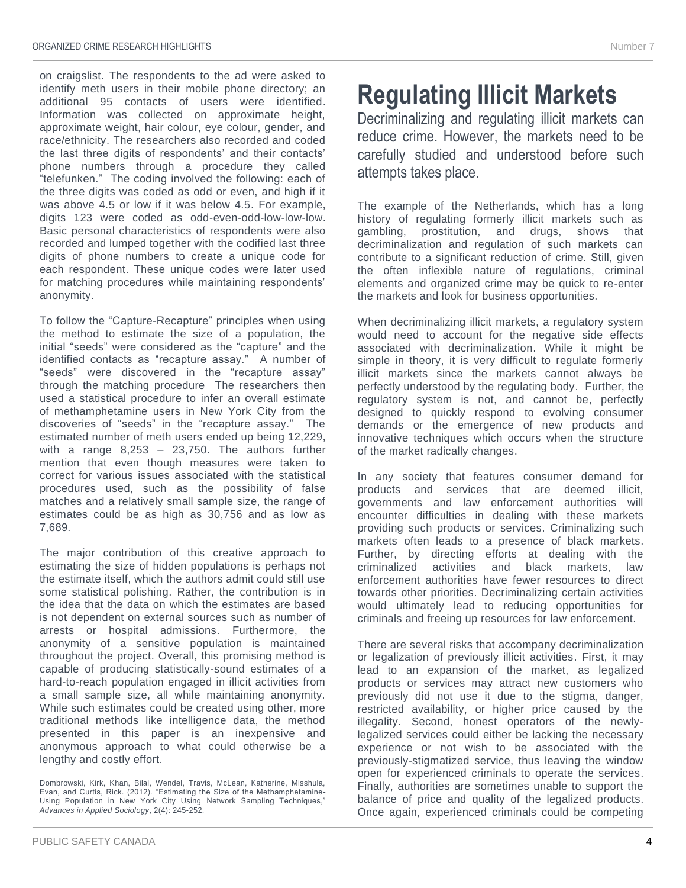on craigslist. The respondents to the ad were asked to identify meth users in their mobile phone directory; an additional 95 contacts of users were identified. Information was collected on approximate height, approximate weight, hair colour, eye colour, gender, and race/ethnicity. The researchers also recorded and coded the last three digits of respondents' and their contacts' phone numbers through a procedure they called "telefunken." The coding involved the following: each of the three digits was coded as odd or even, and high if it was above 4.5 or low if it was below 4.5. For example, digits 123 were coded as odd-even-odd-low-low-low. Basic personal characteristics of respondents were also recorded and lumped together with the codified last three digits of phone numbers to create a unique code for each respondent. These unique codes were later used for matching procedures while maintaining respondents' anonymity.

To follow the "Capture-Recapture" principles when using the method to estimate the size of a population, the initial "seeds" were considered as the "capture" and the identified contacts as "recapture assay." A number of "seeds" were discovered in the "recapture assay" through the matching procedure The researchers then used a statistical procedure to infer an overall estimate of methamphetamine users in New York City from the discoveries of "seeds" in the "recapture assay." The estimated number of meth users ended up being 12,229, with a range 8,253 – 23,750. The authors further mention that even though measures were taken to correct for various issues associated with the statistical procedures used, such as the possibility of false matches and a relatively small sample size, the range of estimates could be as high as 30,756 and as low as 7,689.

The major contribution of this creative approach to estimating the size of hidden populations is perhaps not the estimate itself, which the authors admit could still use some statistical polishing. Rather, the contribution is in the idea that the data on which the estimates are based is not dependent on external sources such as number of arrests or hospital admissions. Furthermore, the anonymity of a sensitive population is maintained throughout the project. Overall, this promising method is capable of producing statistically-sound estimates of a hard-to-reach population engaged in illicit activities from a small sample size, all while maintaining anonymity. While such estimates could be created using other, more traditional methods like intelligence data, the method presented in this paper is an inexpensive and anonymous approach to what could otherwise be a lengthy and costly effort.

Dombrowski, Kirk, Khan, Bilal, Wendel, Travis, McLean, Katherine, Misshula, Evan, and Curtis, Rick. (2012). "Estimating the Size of the Methamphetamine-Using Population in New York City Using Network Sampling Techniques," *Advances in Applied Sociology*, 2(4): 245-252.

# Regulating Illicit Markets

Decriminalizing and regulating illicit markets can reduce crime. However, the markets need to be carefully studied and understood before such attempts takes place.

The example of the Netherlands, which has a long history of regulating formerly illicit markets such as gambling, prostitution, and drugs, shows that decriminalization and regulation of such markets can contribute to a significant reduction of crime. Still, given the often inflexible nature of regulations, criminal elements and organized crime may be quick to re-enter the markets and look for business opportunities.

When decriminalizing illicit markets, a regulatory system would need to account for the negative side effects associated with decriminalization. While it might be simple in theory, it is very difficult to regulate formerly illicit markets since the markets cannot always be perfectly understood by the regulating body. Further, the regulatory system is not, and cannot be, perfectly designed to quickly respond to evolving consumer demands or the emergence of new products and innovative techniques which occurs when the structure of the market radically changes.

In any society that features consumer demand for products and services that are deemed illicit, governments and law enforcement authorities will encounter difficulties in dealing with these markets providing such products or services. Criminalizing such markets often leads to a presence of black markets. Further, by directing efforts at dealing with the criminalized activities and black markets, law enforcement authorities have fewer resources to direct towards other priorities. Decriminalizing certain activities would ultimately lead to reducing opportunities for criminals and freeing up resources for law enforcement.

There are several risks that accompany decriminalization or legalization of previously illicit activities. First, it may lead to an expansion of the market, as legalized products or services may attract new customers who previously did not use it due to the stigma, danger, restricted availability, or higher price caused by the illegality. Second, honest operators of the newly-legalized services could either be lacking the necessary experience or not wish to be associated with the previously-stigmatized service, thus leaving the window open for experienced criminals to operate the services. Finally, authorities are sometimes unable to support the balance of price and quality of the legalized products. Once again, experienced criminals could be competing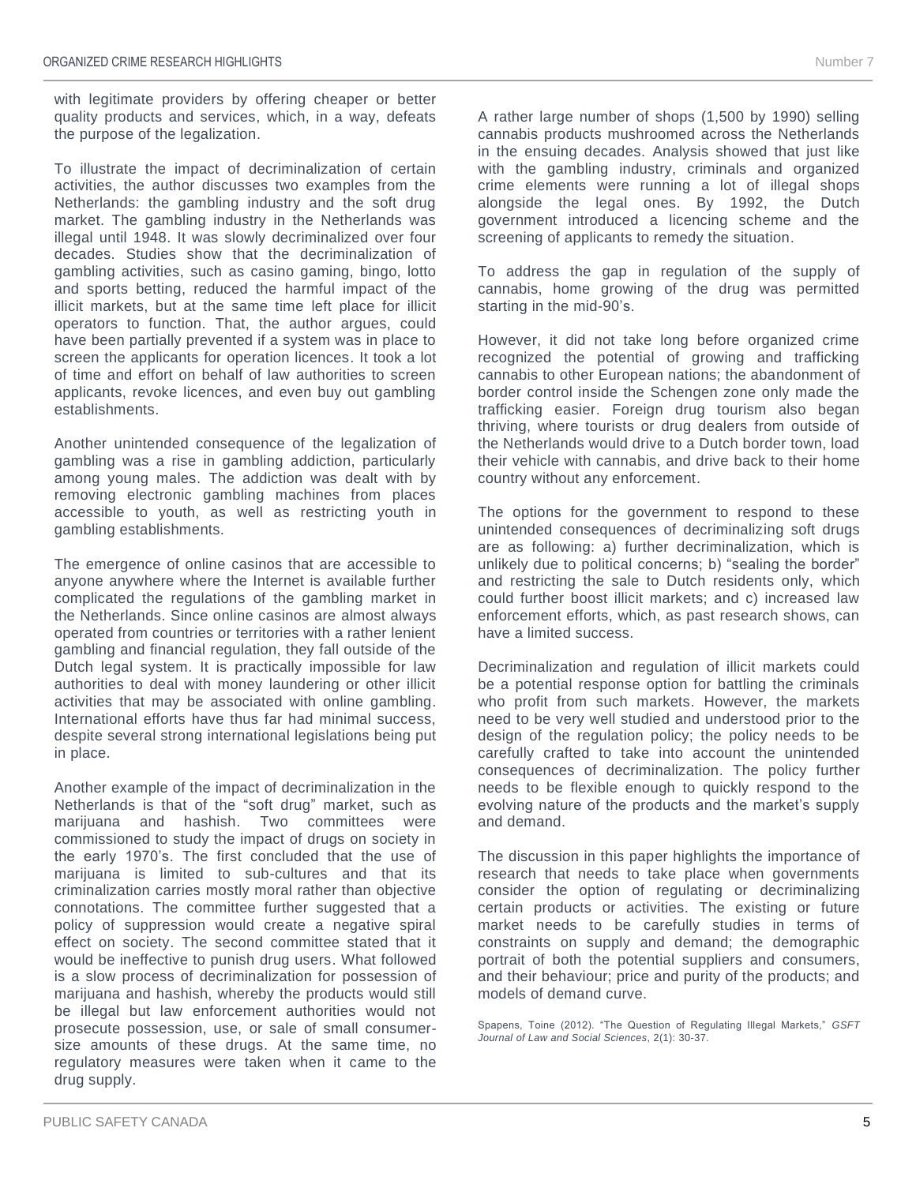with legitimate providers by offering cheaper or better quality products and services, which, in a way, defeats the purpose of the legalization.

To illustrate the impact of decriminalization of certain activities, the author discusses two examples from the Netherlands: the gambling industry and the soft drug market. The gambling industry in the Netherlands was illegal until 1948. It was slowly decriminalized over four decades. Studies show that the decriminalization of gambling activities, such as casino gaming, bingo, lotto and sports betting, reduced the harmful impact of the illicit markets, but at the same time left place for illicit operators to function. That, the author argues, could have been partially prevented if a system was in place to screen the applicants for operation licences. It took a lot of time and effort on behalf of law authorities to screen applicants, revoke licences, and even buy out gambling establishments.

Another unintended consequence of the legalization of gambling was a rise in gambling addiction, particularly among young males. The addiction was dealt with by removing electronic gambling machines from places accessible to youth, as well as restricting youth in gambling establishments.

The emergence of online casinos that are accessible to anyone anywhere where the Internet is available further complicated the regulations of the gambling market in the Netherlands. Since online casinos are almost always operated from countries or territories with a rather lenient gambling and financial regulation, they fall outside of the Dutch legal system. It is practically impossible for law authorities to deal with money laundering or other illicit activities that may be associated with online gambling. International efforts have thus far had minimal success, despite several strong international legislations being put in place.

Another example of the impact of decriminalization in the Netherlands is that of the "soft drug" market, such as marijuana and hashish. Two committees were commissioned to study the impact of drugs on society in the early 1970's. The first concluded that the use of marijuana is limited to sub-cultures and that its criminalization carries mostly moral rather than objective connotations. The committee further suggested that a policy of suppression would create a negative spiral effect on society. The second committee stated that it would be ineffective to punish drug users. What followed is a slow process of decriminalization for possession of marijuana and hashish, whereby the products would still be illegal but law enforcement authorities would not prosecute possession, use, or sale of small consumer-size amounts of these drugs. At the same time, no regulatory measures were taken when it came to the drug supply.

A rather large number of shops (1,500 by 1990) selling cannabis products mushroomed across the Netherlands in the ensuing decades. Analysis showed that just like with the gambling industry, criminals and organized crime elements were running a lot of illegal shops alongside the legal ones. By 1992, the Dutch government introduced a licencing scheme and the screening of applicants to remedy the situation.

To address the gap in regulation of the supply of cannabis, home growing of the drug was permitted starting in the mid-90's.

However, it did not take long before organized crime recognized the potential of growing and trafficking cannabis to other European nations; the abandonment of border control inside the Schengen zone only made the trafficking easier. Foreign drug tourism also began thriving, where tourists or drug dealers from outside of the Netherlands would drive to a Dutch border town, load their vehicle with cannabis, and drive back to their home country without any enforcement.

The options for the government to respond to these unintended consequences of decriminalizing soft drugs are as following: a) further decriminalization, which is unlikely due to political concerns; b) "sealing the border" and restricting the sale to Dutch residents only, which could further boost illicit markets; and c) increased law enforcement efforts, which, as past research shows, can have a limited success.

Decriminalization and regulation of illicit markets could be a potential response option for battling the criminals who profit from such markets. However, the markets need to be very well studied and understood prior to the design of the regulation policy; the policy needs to be carefully crafted to take into account the unintended consequences of decriminalization. The policy further needs to be flexible enough to quickly respond to the evolving nature of the products and the market's supply and demand.

The discussion in this paper highlights the importance of research that needs to take place when governments consider the option of regulating or decriminalizing certain products or activities. The existing or future market needs to be carefully studies in terms of constraints on supply and demand; the demographic portrait of both the potential suppliers and consumers, and their behaviour; price and purity of the products; and models of demand curve.

Spapens, Toine (2012). "The Question of Regulating Illegal Markets," *GSFT Journal of Law and Social Sciences*, 2(1): 30-37.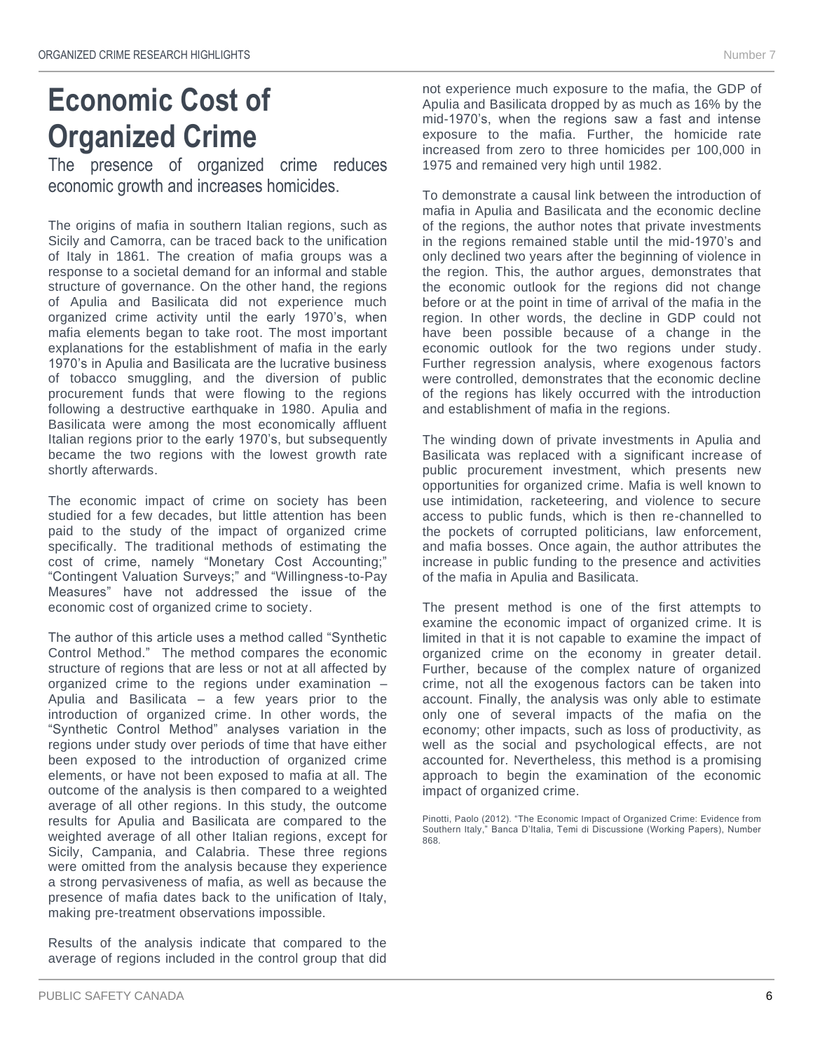# Economic Cost of Organized Crime

The presence of organized crime reduces economic growth and increases homicides.

The origins of mafia in southern Italian regions, such as Sicily and Camorra, can be traced back to the unification of Italy in 1861. The creation of mafia groups was a response to a societal demand for an informal and stable structure of governance. On the other hand, the regions of Apulia and Basilicata did not experience much organized crime activity until the early 1970's, when mafia elements began to take root. The most important explanations for the establishment of mafia in the early 1970's in Apulia and Basilicata are the lucrative business of tobacco smuggling, and the diversion of public procurement funds that were flowing to the regions following a destructive earthquake in 1980. Apulia and Basilicata were among the most economically affluent Italian regions prior to the early 1970's, but subsequently became the two regions with the lowest growth rate shortly afterwards.

The economic impact of crime on society has been studied for a few decades, but little attention has been paid to the study of the impact of organized crime specifically. The traditional methods of estimating the cost of crime, namely "Monetary Cost Accounting;" "Contingent Valuation Surveys;" and "Willingness-to-Pay Measures" have not addressed the issue of the economic cost of organized crime to society.

The author of this article uses a method called "Synthetic Control Method." The method compares the economic structure of regions that are less or not at all affected by organized crime to the regions under examination – Apulia and Basilicata – a few years prior to the introduction of organized crime. In other words, the "Synthetic Control Method" analyses variation in the regions under study over periods of time that have either been exposed to the introduction of organized crime elements, or have not been exposed to mafia at all. The outcome of the analysis is then compared to a weighted average of all other regions. In this study, the outcome results for Apulia and Basilicata are compared to the weighted average of all other Italian regions, except for Sicily, Campania, and Calabria. These three regions were omitted from the analysis because they experience a strong pervasiveness of mafia, as well as because the presence of mafia dates back to the unification of Italy, making pre-treatment observations impossible.

Results of the analysis indicate that compared to the average of regions included in the control group that did not experience much exposure to the mafia, the GDP of Apulia and Basilicata dropped by as much as 16% by the mid-1970's, when the regions saw a fast and intense exposure to the mafia. Further, the homicide rate increased from zero to three homicides per 100,000 in 1975 and remained very high until 1982.

To demonstrate a causal link between the introduction of mafia in Apulia and Basilicata and the economic decline of the regions, the author notes that private investments in the regions remained stable until the mid-1970's and only declined two years after the beginning of violence in the region. This, the author argues, demonstrates that the economic outlook for the regions did not change before or at the point in time of arrival of the mafia in the region. In other words, the decline in GDP could not have been possible because of a change in the economic outlook for the two regions under study. Further regression analysis, where exogenous factors were controlled, demonstrates that the economic decline of the regions has likely occurred with the introduction and establishment of mafia in the regions.

The winding down of private investments in Apulia and Basilicata was replaced with a significant increase of public procurement investment, which presents new opportunities for organized crime. Mafia is well known to use intimidation, racketeering, and violence to secure access to public funds, which is then re-channelled to the pockets of corrupted politicians, law enforcement, and mafia bosses. Once again, the author attributes the increase in public funding to the presence and activities of the mafia in Apulia and Basilicata.

The present method is one of the first attempts to examine the economic impact of organized crime. It is limited in that it is not capable to examine the impact of organized crime on the economy in greater detail. Further, because of the complex nature of organized crime, not all the exogenous factors can be taken into account. Finally, the analysis was only able to estimate only one of several impacts of the mafia on the economy; other impacts, such as loss of productivity, as well as the social and psychological effects, are not accounted for. Nevertheless, this method is a promising approach to begin the examination of the economic impact of organized crime.

Pinotti, Paolo (2012). "The Economic Impact of Organized Crime: Evidence from Southern Italy," Banca D'Italia, Temi di Discussione (Working Papers), Number 868.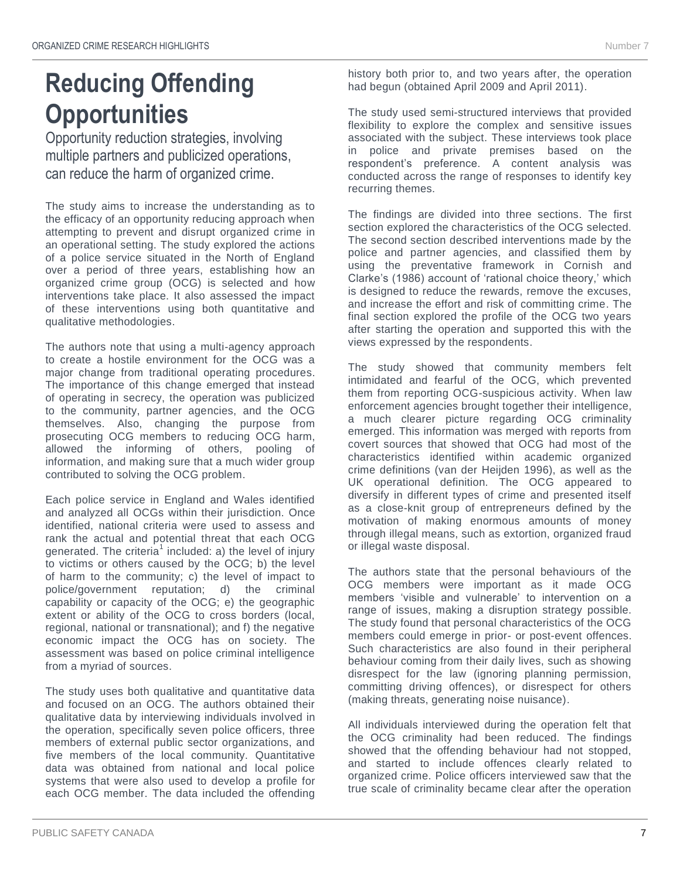# Reducing Offending Opportunities

Opportunity reduction strategies, involving multiple partners and publicized operations, can reduce the harm of organized crime.

The study aims to increase the understanding as to the efficacy of an opportunity reducing approach when attempting to prevent and disrupt organized crime in an operational setting. The study explored the actions of a police service situated in the North of England over a period of three years, establishing how an organized crime group (OCG) is selected and how interventions take place. It also assessed the impact of these interventions using both quantitative and qualitative methodologies.

The authors note that using a multi-agency approach to create a hostile environment for the OCG was a major change from traditional operating procedures. The importance of this change emerged that instead of operating in secrecy, the operation was publicized to the community, partner agencies, and the OCG themselves. Also, changing the purpose from prosecuting OCG members to reducing OCG harm, allowed the informing of others, pooling of information, and making sure that a much wider group contributed to solving the OCG problem.

Each police service in England and Wales identified and analyzed all OCGs within their jurisdiction. Once identified, national criteria were used to assess and rank the actual and potential threat that each OCG generated. The criteria[1] included: a) the level of injury to victims or others caused by the OCG; b) the level of harm to the community; c) the level of impact to police/government reputation; d) the criminal capability or capacity of the OCG; e) the geographic extent or ability of the OCG to cross borders (local, regional, national or transnational); and f) the negative economic impact the OCG has on society. The assessment was based on police criminal intelligence from a myriad of sources.

The study uses both qualitative and quantitative data and focused on an OCG. The authors obtained their qualitative data by interviewing individuals involved in the operation, specifically seven police officers, three members of external public sector organizations, and five members of the local community. Quantitative data was obtained from national and local police systems that were also used to develop a profile for each OCG member. The data included the offending history both prior to, and two years after, the operation had begun (obtained April 2009 and April 2011).

The study used semi-structured interviews that provided flexibility to explore the complex and sensitive issues associated with the subject. These interviews took place in police and private premises based on the respondent's preference. A content analysis was conducted across the range of responses to identify key recurring themes.

The findings are divided into three sections. The first section explored the characteristics of the OCG selected. The second section described interventions made by the police and partner agencies, and classified them by using the preventative framework in Cornish and Clarke's (1986) account of 'rational choice theory,' which is designed to reduce the rewards, remove the excuses, and increase the effort and risk of committing crime. The final section explored the profile of the OCG two years after starting the operation and supported this with the views expressed by the respondents.

The study showed that community members felt intimidated and fearful of the OCG, which prevented them from reporting OCG-suspicious activity. When law enforcement agencies brought together their intelligence, a much clearer picture regarding OCG criminality emerged. This information was merged with reports from covert sources that showed that OCG had most of the characteristics identified within academic organized crime definitions (van der Heijden 1996), as well as the UK operational definition. The OCG appeared to diversify in different types of crime and presented itself as a close-knit group of entrepreneurs defined by the motivation of making enormous amounts of money through illegal means, such as extortion, organized fraud or illegal waste disposal.

The authors state that the personal behaviours of the OCG members were important as it made OCG members 'visible and vulnerable' to intervention on a range of issues, making a disruption strategy possible. The study found that personal characteristics of the OCG members could emerge in prior- or post-event offences. Such characteristics are also found in their peripheral behaviour coming from their daily lives, such as showing disrespect for the law (ignoring planning permission, committing driving offences), or disrespect for others (making threats, generating noise nuisance).

All individuals interviewed during the operation felt that the OCG criminality had been reduced. The findings showed that the offending behaviour had not stopped, and started to include offences clearly related to organized crime. Police officers interviewed saw that the true scale of criminality became clear after the operation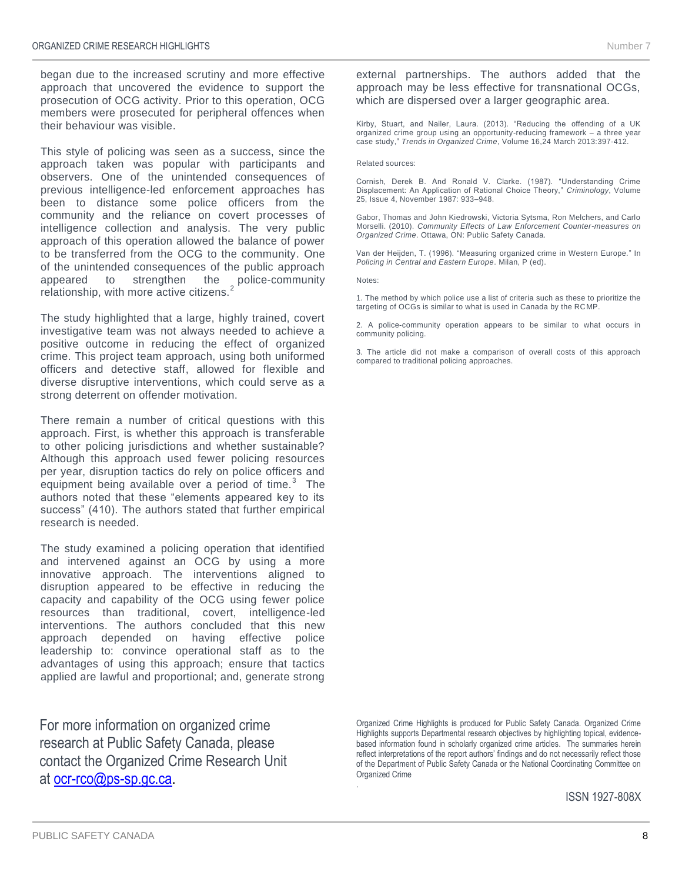began due to the increased scrutiny and more effective approach that uncovered the evidence to support the prosecution of OCG activity. Prior to this operation, OCG members were prosecuted for peripheral offences when their behaviour was visible.

This style of policing was seen as a success, since the approach taken was popular with participants and observers. One of the unintended consequences of previous intelligence-led enforcement approaches has been to distance some police officers from the community and the reliance on covert processes of intelligence collection and analysis. The very public approach of this operation allowed the balance of power to be transferred from the OCG to the community. One of the unintended consequences of the public approach appeared to strengthen the police-community relationship, with more active citizens.[2]

The study highlighted that a large, highly trained, covert investigative team was not always needed to achieve a positive outcome in reducing the effect of organized crime. This project team approach, using both uniformed officers and detective staff, allowed for flexible and diverse disruptive interventions, which could serve as a strong deterrent on offender motivation.

There remain a number of critical questions with this approach. First, is whether this approach is transferable to other policing jurisdictions and whether sustainable? Although this approach used fewer policing resources per year, disruption tactics do rely on police officers and equipment being available over a period of time.[3] The authors noted that these "elements appeared key to its success" (410). The authors stated that further empirical research is needed.

The study examined a policing operation that identified and intervened against an OCG by using a more innovative approach. The interventions aligned to disruption appeared to be effective in reducing the capacity and capability of the OCG using fewer police resources than traditional, covert, intelligence-led interventions. The authors concluded that this new approach depended on having effective police leadership to: convince operational staff as to the advantages of using this approach; ensure that tactics applied are lawful and proportional; and, generate strong external partnerships. The authors added that the approach may be less effective for transnational OCGs, which are dispersed over a larger geographic area.

Kirby, Stuart, and Nailer, Laura. (2013). "Reducing the offending of a UK organized crime group using an opportunity-reducing framework – a three year case study," *Trends in Organized Crime*, Volume 16,24 March 2013:397-412.

Related sources:

Cornish, Derek B. And Ronald V. Clarke. (1987). "Understanding Crime Displacement: An Application of Rational Choice Theory," *Criminology*, Volume 25, Issue 4, November 1987: 933–948.

Gabor, Thomas and John Kiedrowski, Victoria Sytsma, Ron Melchers, and Carlo Morselli. (2010). *Community Effects of Law Enforcement Counter-measures on Organized Crime*. Ottawa, ON: Public Safety Canada.

Van der Heijden, T. (1996). "Measuring organized crime in Western Europe." In *Policing in Central and Eastern Europe*. Milan, P (ed).

Notes:

1. The method by which police use a list of criteria such as these to prioritize the targeting of OCGs is similar to what is used in Canada by the RCMP.

2. A police-community operation appears to be similar to what occurs in community policing.

3. The article did not make a comparison of overall costs of this approach compared to traditional policing approaches.

For more information on organized crime research at Public Safety Canada, please contact the Organized Crime Research Unit at ocr-rco@ps-sp.gc.ca.

Organized Crime Highlights is produced for Public Safety Canada. Organized Crime Highlights supports Departmental research objectives by highlighting topical, evidence-based information found in scholarly organized crime articles. The summaries herein reflect interpretations of the report authors' findings and do not necessarily reflect those of the Department of Public Safety Canada or the National Coordinating Committee on Organized Crime

ISSN 1927-808X